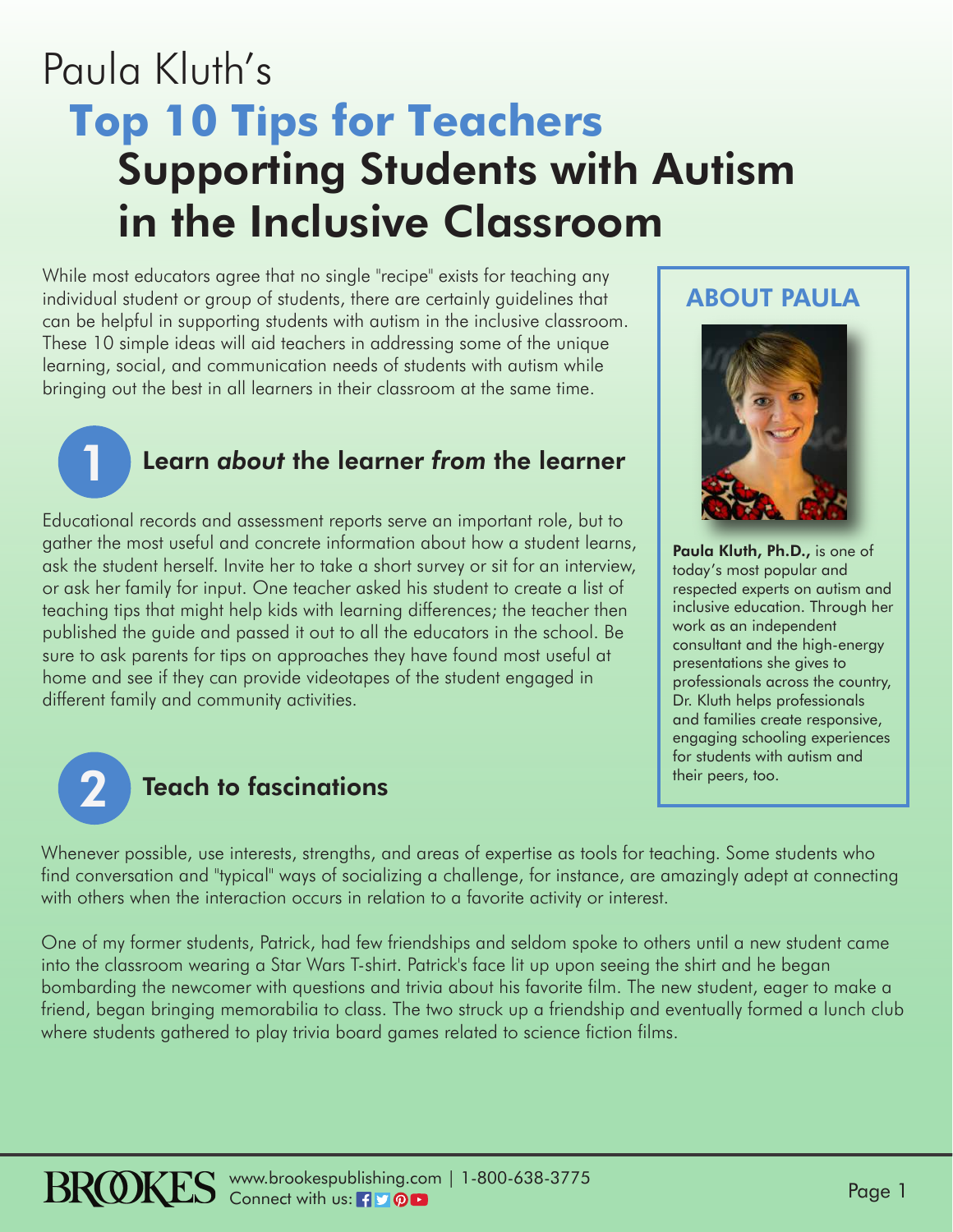# Paula Kluth's

# Top 10 Tips for Teachers

## Supporting Students with Autism in the Inclusive Classroom

While most educators agree that no single "recipe" exists for teaching any individual student or group of students, there are certainly guidelines that can be helpful in supporting students with autism in the inclusive classroom. These 10 simple ideas will aid teachers in addressing some of the unique learning, social, and communication needs of students with autism while bringing out the best in all learners in their classroom at the same time.

### 1 Learn *about* the learner *from* the learner

Educational records and assessment reports serve an important role, but to gather the most useful and concrete information about how a student learns, ask the student herself. Invite her to take a short survey or sit for an interview, or ask her family for input. One teacher asked his student to create a list of teaching tips that might help kids with learning differences; the teacher then published the guide and passed it out to all the educators in the school. Be sure to ask parents for tips on approaches they have found most useful at home and see if they can provide videotapes of the student engaged in different family and community activities.

### 2 Teach to fascinations

Whenever possible, use interests, strengths, and areas of expertise as tools for teaching. Some students who find conversation and "typical" ways of socializing a challenge, for instance, are amazingly adept at connecting with others when the interaction occurs in relation to a favorite activity or interest.

One of my former students, Patrick, had few friendships and seldom spoke to others until a new student came into the classroom wearing a Star Wars T-shirt. Patrick's face lit up upon seeing the shirt and he began bombarding the newcomer with questions and trivia about his favorite film. The new student, eager to make a friend, began bringing memorabilia to class. The two struck up a friendship and eventually formed a lunch club where students gathered to play trivia board games related to science fiction films.

## ABOUT PAULA

**Paula Kluth, Ph.D.,** is one of today's most popular and respected experts on autism and inclusive education. Through her work as an independent consultant and the high-energy presentations she gives to professionals across the country, Dr. Kluth helps professionals and families create responsive, engaging schooling experiences for students with autism and their peers, too.

BROOKES www.brookespublishing.com | 1-800-638-3775
Connect with us: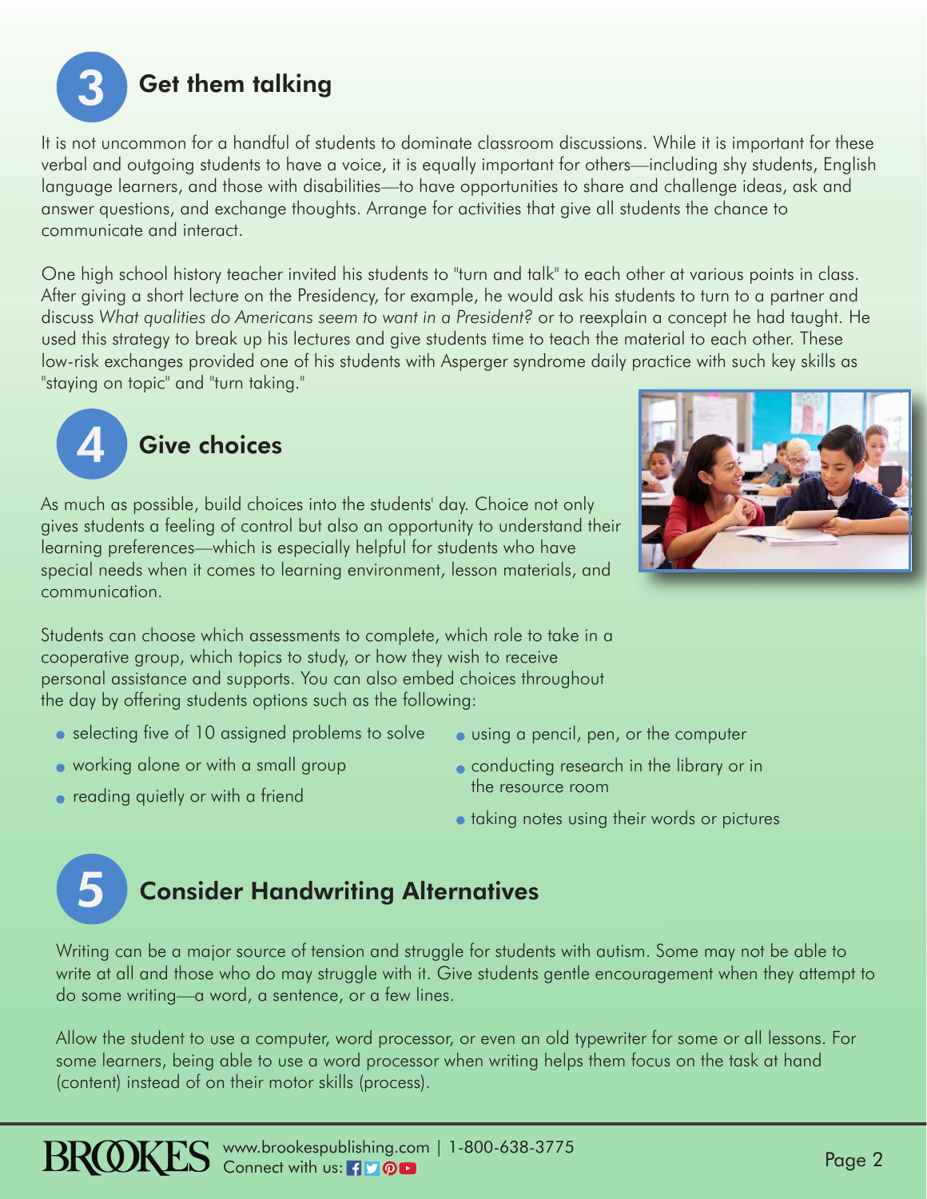## 3 Get them talking

It is not uncommon for a handful of students to dominate classroom discussions. While it is important for these verbal and outgoing students to have a voice, it is equally important for others—including shy students, English language learners, and those with disabilities—to have opportunities to share and challenge ideas, ask and answer questions, and exchange thoughts. Arrange for activities that give all students the chance to communicate and interact.

One high school history teacher invited his students to "turn and talk" to each other at various points in class. After giving a short lecture on the Presidency, for example, he would ask his students to turn to a partner and discuss *What qualities do Americans seem to want in a President?* or to reexplain a concept he had taught. He used this strategy to break up his lectures and give students time to teach the material to each other. These low-risk exchanges provided one of his students with Asperger syndrome daily practice with such key skills as "staying on topic" and "turn taking."

## 4 Give choices

As much as possible, build choices into the students' day. Choice not only gives students a feeling of control but also an opportunity to understand their learning preferences—which is especially helpful for students who have special needs when it comes to learning environment, lesson materials, and communication.

Students can choose which assessments to complete, which role to take in a cooperative group, which topics to study, or how they wish to receive personal assistance and supports. You can also embed choices throughout the day by offering students options such as the following:

- selecting five of 10 assigned problems to solve
- working alone or with a small group
- reading quietly or with a friend
- using a pencil, pen, or the computer
- conducting research in the library or in the resource room
- taking notes using their words or pictures

## 5 Consider Handwriting Alternatives

Writing can be a major source of tension and struggle for students with autism. Some may not be able to write at all and those who do may struggle with it. Give students gentle encouragement when they attempt to do some writing—a word, a sentence, or a few lines.

Allow the student to use a computer, word processor, or even an old typewriter for some or all lessons. For some learners, being able to use a word processor when writing helps them focus on the task at hand (content) instead of on their motor skills (process).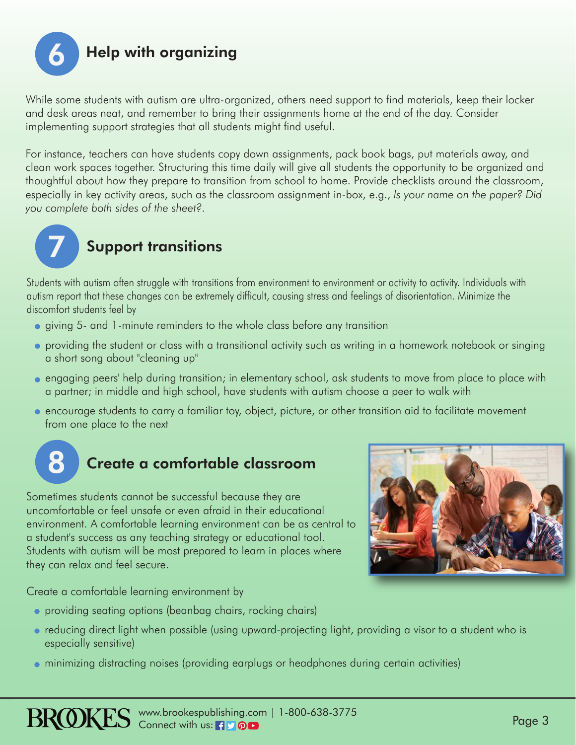## 6 Help with organizing

While some students with autism are ultra-organized, others need support to find materials, keep their locker and desk areas neat, and remember to bring their assignments home at the end of the day. Consider implementing support strategies that all students might find useful.

For instance, teachers can have students copy down assignments, pack book bags, put materials away, and clean work spaces together. Structuring this time daily will give all students the opportunity to be organized and thoughtful about how they prepare to transition from school to home. Provide checklists around the classroom, especially in key activity areas, such as the classroom assignment in-box, e.g., *Is your name on the paper? Did you complete both sides of the sheet?*.

## 7 Support transitions

Students with autism often struggle with transitions from environment to environment or activity to activity. Individuals with autism report that these changes can be extremely difficult, causing stress and feelings of disorientation. Minimize the discomfort students feel by

- giving 5- and 1-minute reminders to the whole class before any transition
- providing the student or class with a transitional activity such as writing in a homework notebook or singing a short song about "cleaning up"
- engaging peers' help during transition; in elementary school, ask students to move from place to place with a partner; in middle and high school, have students with autism choose a peer to walk with
- encourage students to carry a familiar toy, object, picture, or other transition aid to facilitate movement from one place to the next

## 8 Create a comfortable classroom

Sometimes students cannot be successful because they are uncomfortable or feel unsafe or even afraid in their educational environment. A comfortable learning environment can be as central to a student's success as any teaching strategy or educational tool. Students with autism will be most prepared to learn in places where they can relax and feel secure.

Create a comfortable learning environment by

- providing seating options (beanbag chairs, rocking chairs)
- reducing direct light when possible (using upward-projecting light, providing a visor to a student who is especially sensitive)
- minimizing distracting noises (providing earplugs or headphones during certain activities)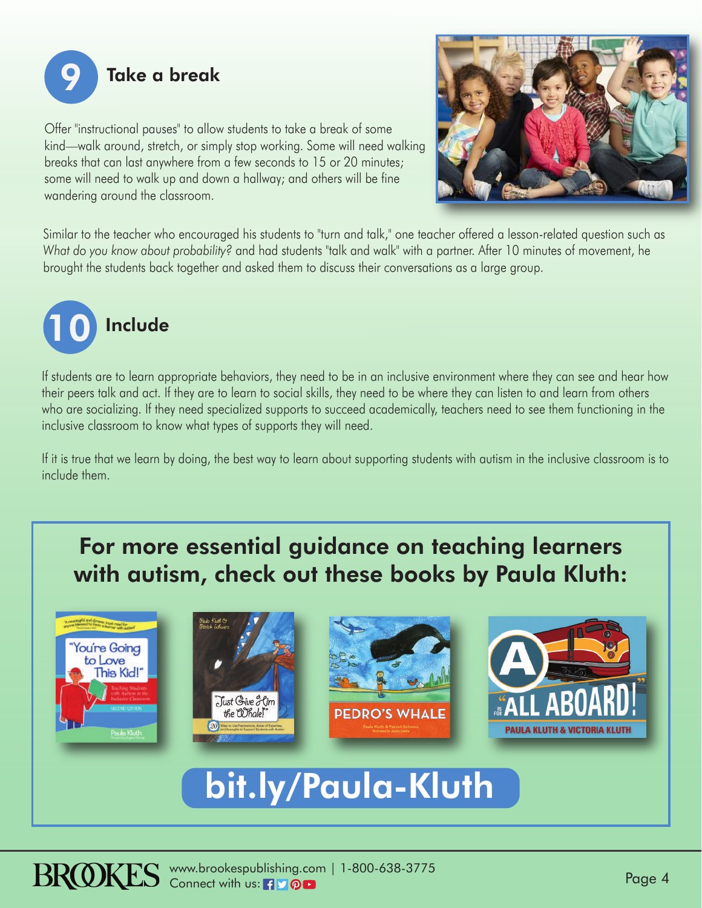## 9 Take a break

Offer "instructional pauses" to allow students to take a break of some kind—walk around, stretch, or simply stop working. Some will need walking breaks that can last anywhere from a few seconds to 15 or 20 minutes; some will need to walk up and down a hallway; and others will be fine wandering around the classroom.

Similar to the teacher who encouraged his students to "turn and talk," one teacher offered a lesson-related question such as *What do you know about probability?* and had students "talk and walk" with a partner. After 10 minutes of movement, he brought the students back together and asked them to discuss their conversations as a large group.

## 10 Include

If students are to learn appropriate behaviors, they need to be in an inclusive environment where they can see and hear how their peers talk and act. If they are to learn to social skills, they need to be where they can listen to and learn from others who are socializing. If they need specialized supports to succeed academically, teachers need to see them functioning in the inclusive classroom to know what types of supports they will need.

If it is true that we learn by doing, the best way to learn about supporting students with autism in the inclusive classroom is to include them.

**For more essential guidance on teaching learners with autism, check out these books by Paula Kluth:**

"You're Going to Love This Kid!" — Teaching Students with Autism in the Inclusive Classroom, Second Edition — Paula Kluth

"Just Give Him the Whale!" — 20 Ways to Use Fascinations, Areas of Expertise, and Strengths to Support Students with Autism — Paula Kluth & Patrick Schwarz

Pedro's Whale — Paula Kluth & Patrick Schwarz

A is for "All Aboard!" — Paula Kluth & Victoria Kluth

**bit.ly/Paula-Kluth**

BROOKES www.brookespublishing.com | 1-800-638-3775
Connect with us: